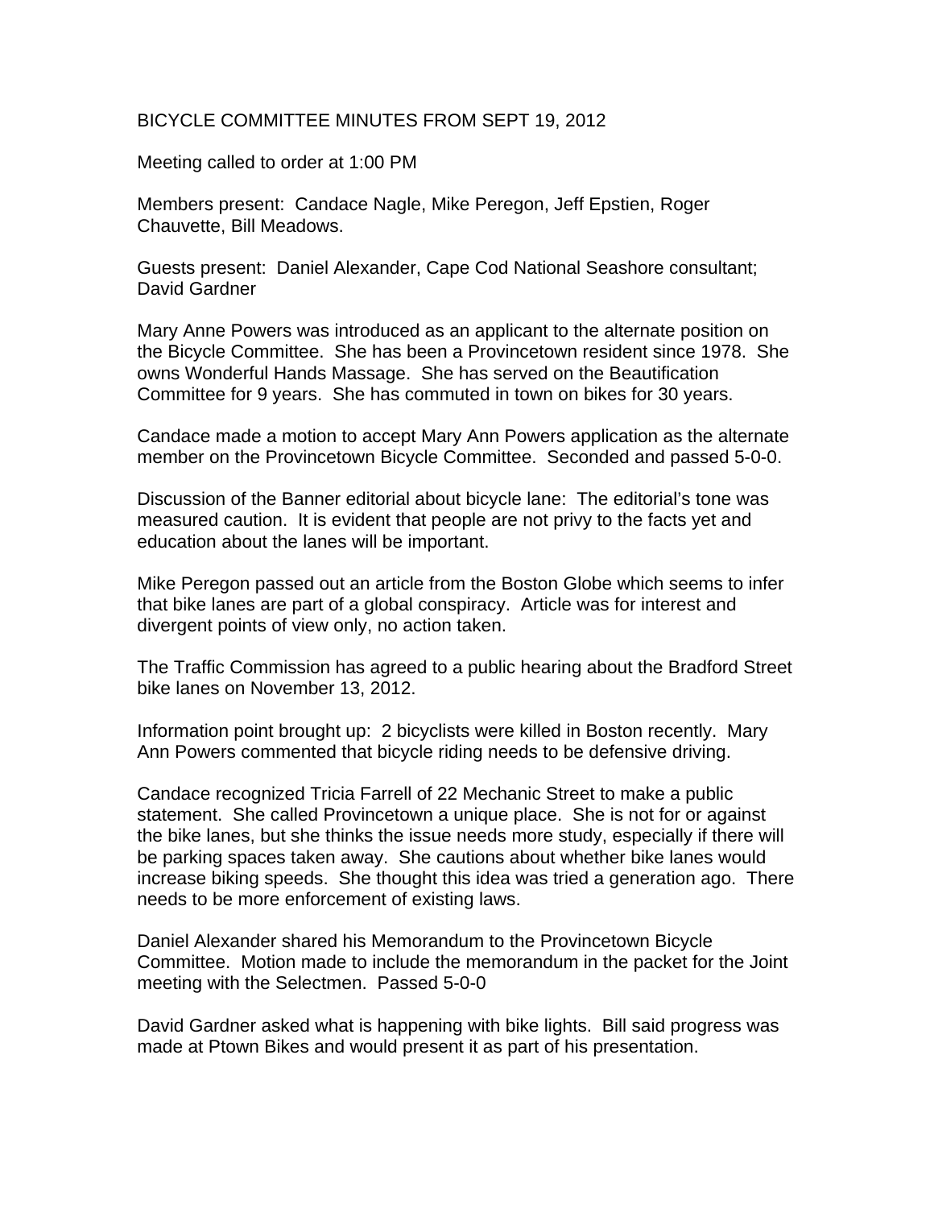BICYCLE COMMITTEE MINUTES FROM SEPT 19, 2012

Meeting called to order at 1:00 PM

Members present: Candace Nagle, Mike Peregon, Jeff Epstien, Roger Chauvette, Bill Meadows.

Guests present: Daniel Alexander, Cape Cod National Seashore consultant; David Gardner

Mary Anne Powers was introduced as an applicant to the alternate position on the Bicycle Committee. She has been a Provincetown resident since 1978. She owns Wonderful Hands Massage. She has served on the Beautification Committee for 9 years. She has commuted in town on bikes for 30 years.

Candace made a motion to accept Mary Ann Powers application as the alternate member on the Provincetown Bicycle Committee. Seconded and passed 5-0-0.

Discussion of the Banner editorial about bicycle lane: The editorial's tone was measured caution. It is evident that people are not privy to the facts yet and education about the lanes will be important.

Mike Peregon passed out an article from the Boston Globe which seems to infer that bike lanes are part of a global conspiracy. Article was for interest and divergent points of view only, no action taken.

The Traffic Commission has agreed to a public hearing about the Bradford Street bike lanes on November 13, 2012.

Information point brought up: 2 bicyclists were killed in Boston recently. Mary Ann Powers commented that bicycle riding needs to be defensive driving.

Candace recognized Tricia Farrell of 22 Mechanic Street to make a public statement. She called Provincetown a unique place. She is not for or against the bike lanes, but she thinks the issue needs more study, especially if there will be parking spaces taken away. She cautions about whether bike lanes would increase biking speeds. She thought this idea was tried a generation ago. There needs to be more enforcement of existing laws.

Daniel Alexander shared his Memorandum to the Provincetown Bicycle Committee. Motion made to include the memorandum in the packet for the Joint meeting with the Selectmen. Passed 5-0-0

David Gardner asked what is happening with bike lights. Bill said progress was made at Ptown Bikes and would present it as part of his presentation.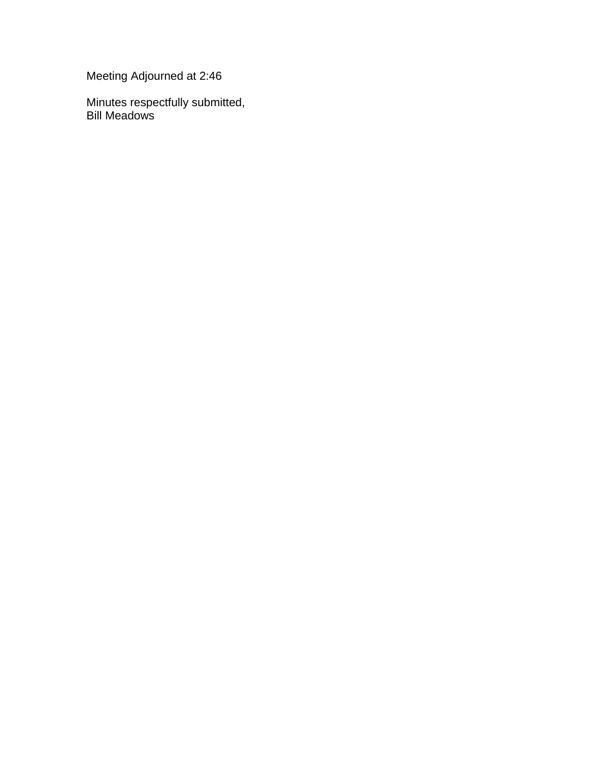Meeting Adjourned at 2:46

Minutes respectfully submitted,
Bill Meadows